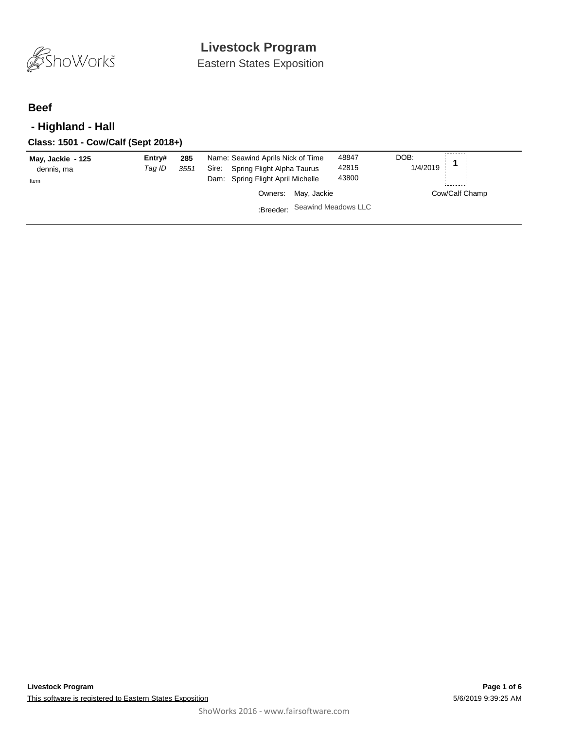# Livestock Program

Eastern States Exposition

## Beef

### - Highland - Hall

#### Class: 1501 - Cow/Calf (Sept 2018+)

| | | | | | | |
|---|---|---|---|---|---|---|
| **May, Jackie - 125**<br>dennis, ma<br>Item | **Entry#**<br>*Tag ID* | **285**<br>*3551* | Name: Seawind Aprils Nick of Time<br>Sire: Spring Flight Alpha Taurus<br>Dam: Spring Flight April Michelle | 48847<br>42815<br>43800 | DOB:<br>1/4/2019 | **1** |
| | | | Owners: May, Jackie | | Cow/Calf Champ | |
| | | | :Breeder: Seawind Meadows LLC | | | |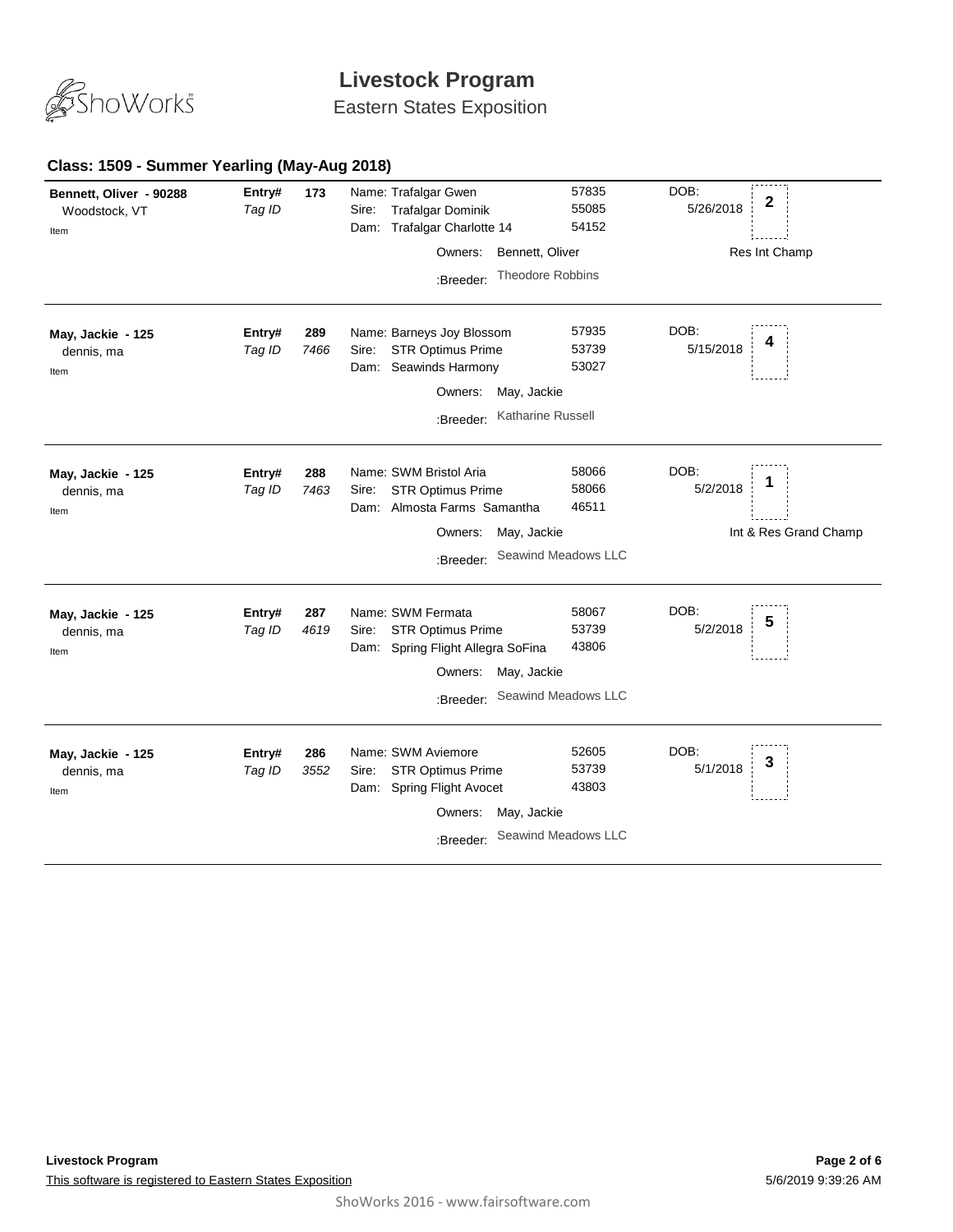# Livestock Program

Eastern States Exposition

## Class: 1509 - Summer Yearling (May-Aug 2018)

| Exhibitor | Entry# / Tag ID | Animal | Reg # | DOB | Placing | Award |
|---|---|---|---|---|---|---|
| **Bennett, Oliver - 90288**<br>Woodstock, VT<br>Item | **173** | Name: Trafalgar Gwen<br>Sire: Trafalgar Dominik<br>Dam: Trafalgar Charlotte 14<br>Owners: Bennett, Oliver<br>:Breeder: Theodore Robbins | 57835<br>55085<br>54152 | 5/26/2018 | **2** | Res Int Champ |
| **May, Jackie - 125**<br>dennis, ma<br>Item | **289** / *7466* | Name: Barneys Joy Blossom<br>Sire: STR Optimus Prime<br>Dam: Seawinds Harmony<br>Owners: May, Jackie<br>:Breeder: Katharine Russell | 57935<br>53739<br>53027 | 5/15/2018 | **4** | |
| **May, Jackie - 125**<br>dennis, ma<br>Item | **288** / *7463* | Name: SWM Bristol Aria<br>Sire: STR Optimus Prime<br>Dam: Almosta Farms Samantha<br>Owners: May, Jackie<br>:Breeder: Seawind Meadows LLC | 58066<br>58066<br>46511 | 5/2/2018 | **1** | Int & Res Grand Champ |
| **May, Jackie - 125**<br>dennis, ma<br>Item | **287** / *4619* | Name: SWM Fermata<br>Sire: STR Optimus Prime<br>Dam: Spring Flight Allegra SoFina<br>Owners: May, Jackie<br>:Breeder: Seawind Meadows LLC | 58067<br>53739<br>43806 | 5/2/2018 | **5** | |
| **May, Jackie - 125**<br>dennis, ma<br>Item | **286** / *3552* | Name: SWM Aviemore<br>Sire: STR Optimus Prime<br>Dam: Spring Flight Avocet<br>Owners: May, Jackie<br>:Breeder: Seawind Meadows LLC | 52605<br>53739<br>43803 | 5/1/2018 | **3** | |

**Livestock Program**

This software is registered to Eastern States Exposition

5/6/2019 9:39:26 AM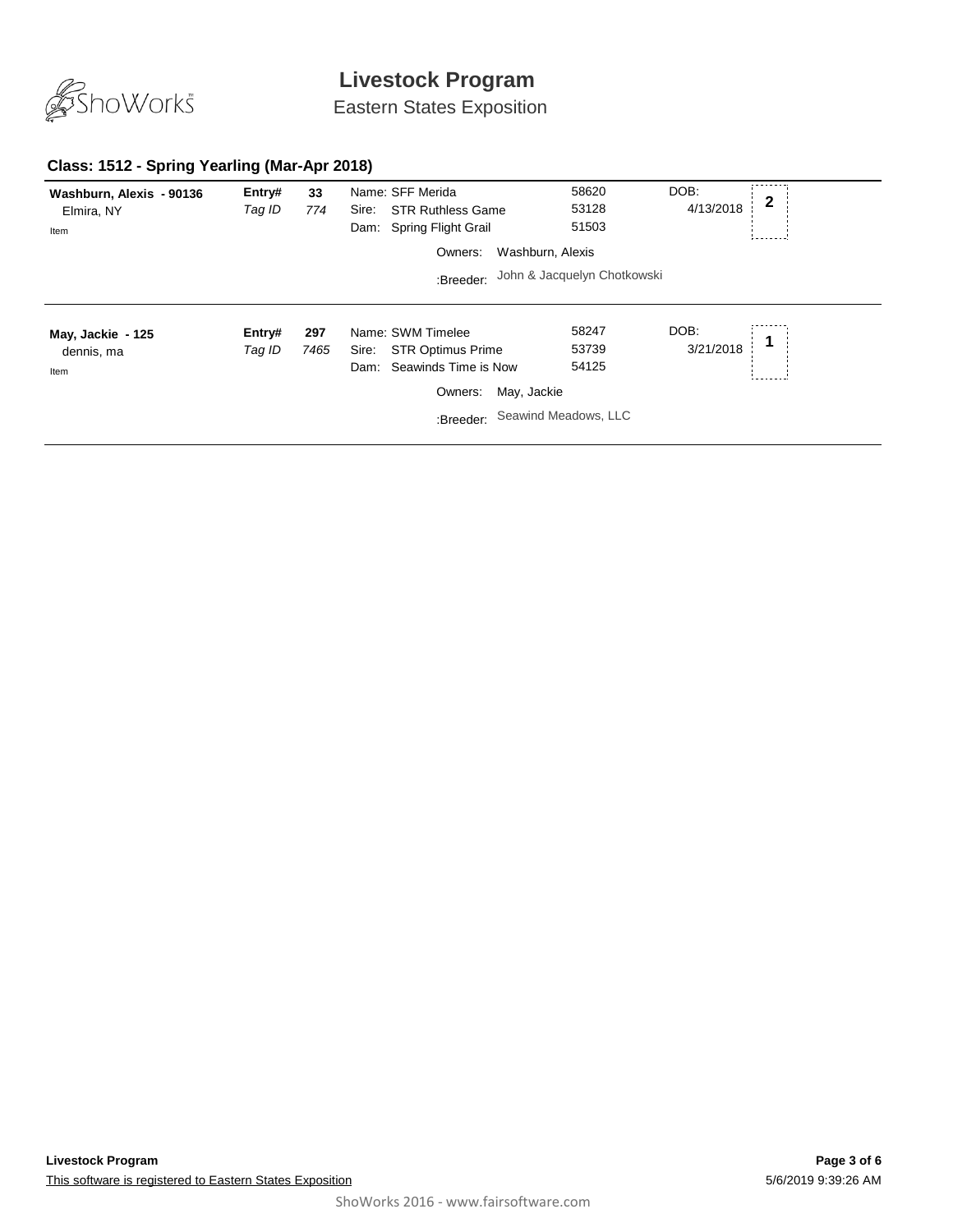# Livestock Program

Eastern States Exposition

## Class: 1512 - Spring Yearling (Mar-Apr 2018)

**Washburn, Alexis - 90136**
Elmira, NY
Item

**Entry#** 33
*Tag ID* 774

Name: SFF Merida — 58620
Sire: STR Ruthless Game — 53128
Dam: Spring Flight Grail — 51503

DOB: 4/13/2018

Placing: **2**

Owners: Washburn, Alexis

:Breeder: John & Jacquelyn Chotkowski

---

**May, Jackie - 125**
dennis, ma
Item

**Entry#** 297
*Tag ID* 7465

Name: SWM Timelee — 58247
Sire: STR Optimus Prime — 53739
Dam: Seawinds Time is Now — 54125

DOB: 3/21/2018

Placing: **1**

Owners: May, Jackie

:Breeder: Seawind Meadows, LLC

---

**Livestock Program**

This software is registered to Eastern States Exposition

5/6/2019 9:39:26 AM

ShoWorks 2016 - www.fairsoftware.com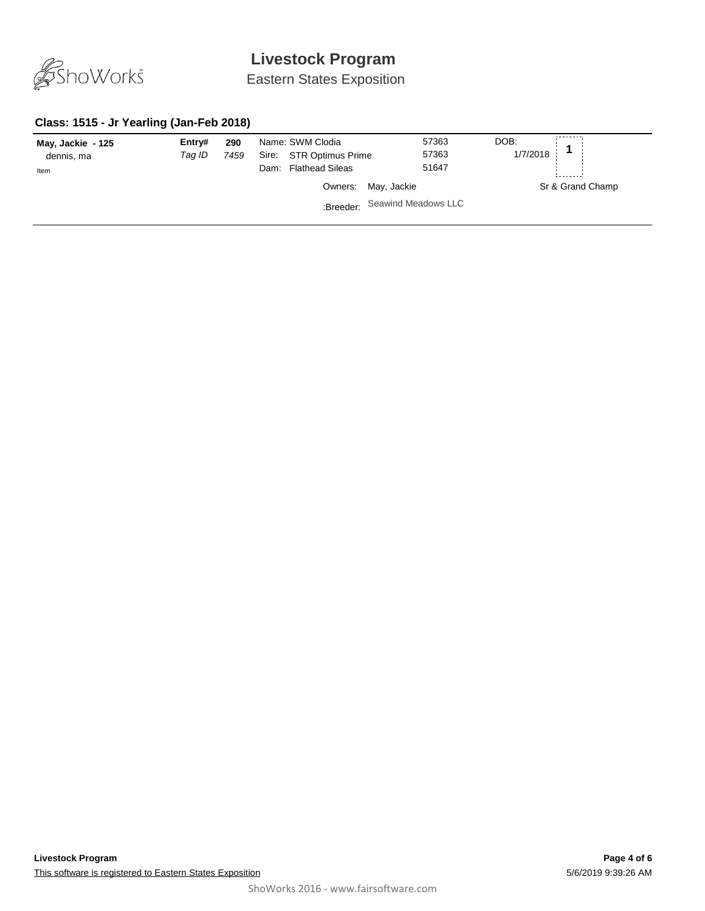# Livestock Program

Eastern States Exposition

### Class: 1515 - Jr Yearling (Jan-Feb 2018)

| Exhibitor | Entry# / Tag ID | | Animal | Reg. # | DOB | Place |
|---|---|---|---|---|---|---|
| **May, Jackie - 125** | **Entry#** | **290** | Name: SWM Clodia | 57363 | DOB: | **1** |
| dennis, ma | *Tag ID* | *7459* | Sire: STR Optimus Prime | 57363 | 1/7/2018 | |
| Item | | | Dam: Flathead Sileas | 51647 | | |
| | | | Owners: May, Jackie | | | Sr & Grand Champ |
| | | | :Breeder: Seawind Meadows LLC | | | |

**Livestock Program**

This software is registered to Eastern States Exposition

5/6/2019 9:39:26 AM

ShoWorks 2016 - www.fairsoftware.com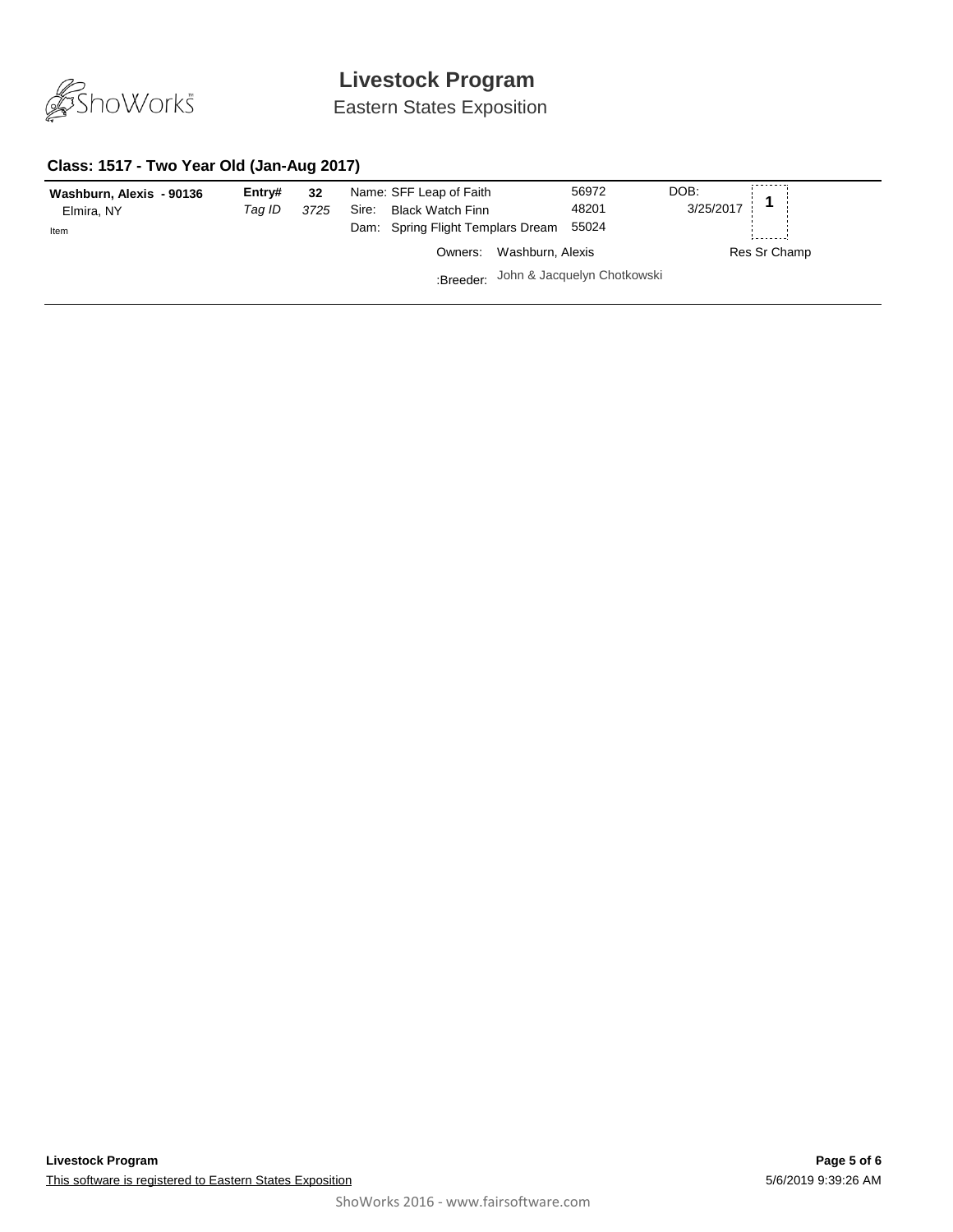# Livestock Program

Eastern States Exposition

### Class: 1517 - Two Year Old (Jan-Aug 2017)

| | | | | | | |
|---|---|---|---|---|---|---|
| **Washburn, Alexis - 90136** | **Entry#** | **32** | Name: SFF Leap of Faith | 56972 | DOB: | **1** |
| Elmira, NY | *Tag ID* | *3725* | Sire: Black Watch Finn | 48201 | 3/25/2017 | |
| Item | | | Dam: Spring Flight Templars Dream | 55024 | | |
| | | | Owners: Washburn, Alexis | | | Res Sr Champ |
| | | | :Breeder: John & Jacquelyn Chotkowski | | | |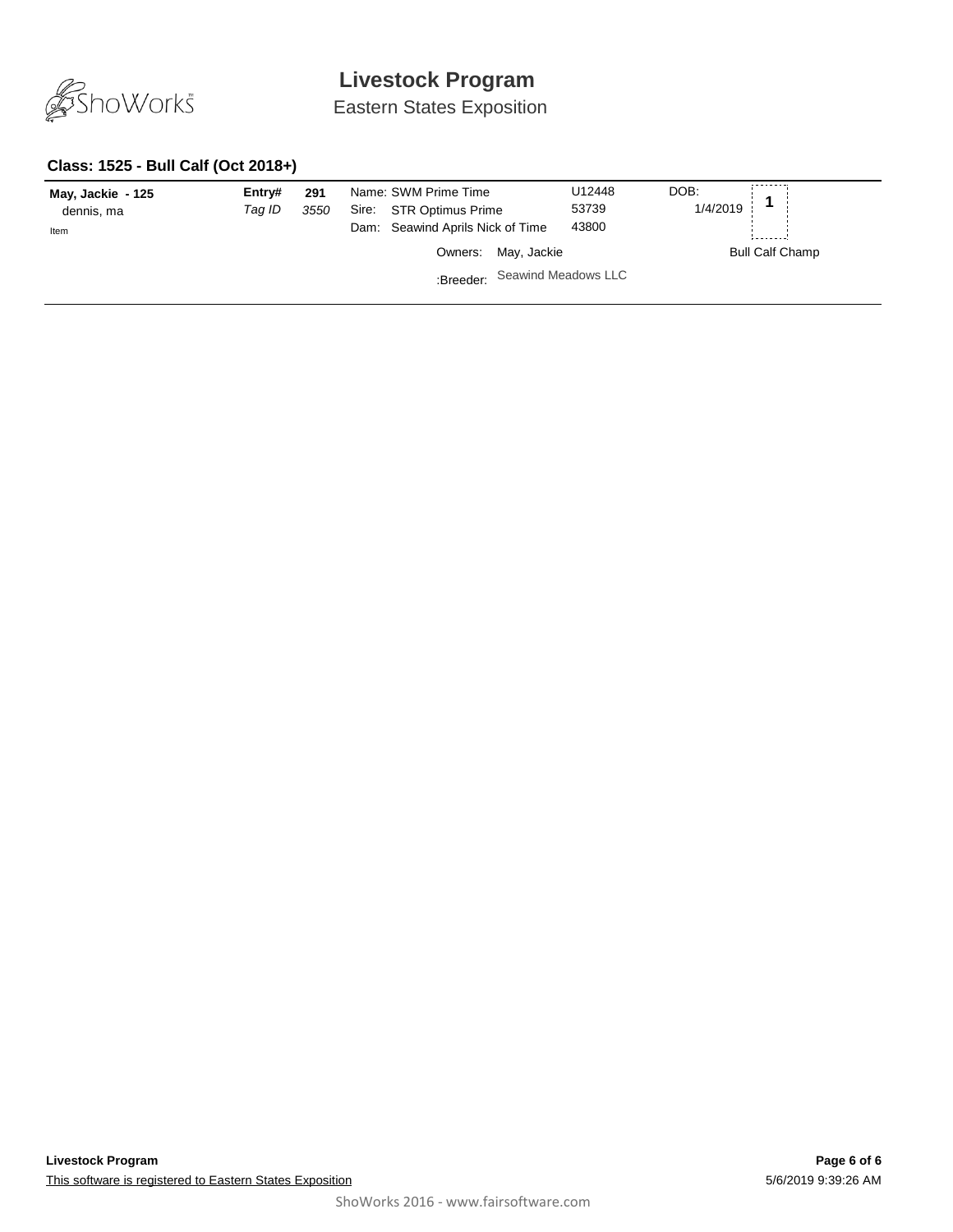# Livestock Program

Eastern States Exposition

### Class: 1525 - Bull Calf (Oct 2018+)

| | | | | | | |
|---|---|---|---|---|---|---|
| **May, Jackie - 125** | **Entry#** | **291** | Name: SWM Prime Time | U12448 | DOB: | **1** |
| dennis, ma | *Tag ID* | *3550* | Sire: STR Optimus Prime | 53739 | 1/4/2019 | |
| Item | | | Dam: Seawind Aprils Nick of Time | 43800 | | |
| | | | Owners: May, Jackie | | | Bull Calf Champ |
| | | | :Breeder: Seawind Meadows LLC | | | |

**Livestock Program**

This software is registered to Eastern States Exposition

5/6/2019 9:39:26 AM

ShoWorks 2016 - www.fairsoftware.com